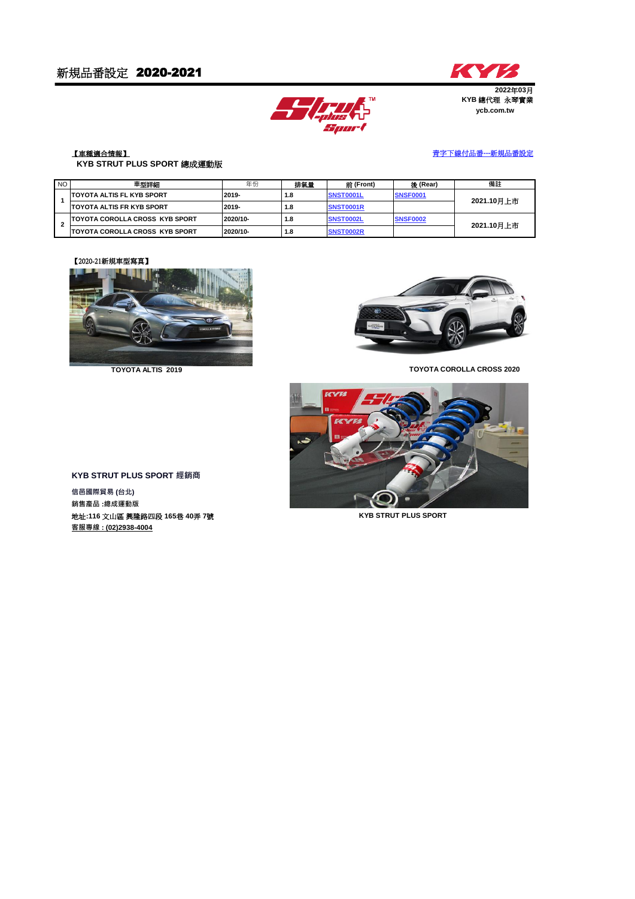# 新規品番設定 2020-2021

2022年03月
KYB 總代理 永季實業
ycb.com.tw

【車種適合情報】

青字下線付品番---新規品番設定

**KYB STRUT PLUS SPORT 總成運動版**

| NO | 車型詳細 | 年份 | 排氣量 | 前 (Front) | 後 (Rear) | 備註 |
|---|---|---|---|---|---|---|
| 1 | TOYOTA ALTIS FL KYB SPORT | 2019- | 1.8 | SNST0001L | SNSF0001 | 2021.10月上市 |
| | TOYOTA ALTIS FR KYB SPORT | 2019- | 1.8 | SNST0001R | | |
| 2 | TOYOTA COROLLA CROSS KYB SPORT | 2020/10- | 1.8 | SNST0002L | SNSF0002 | 2021.10月上市 |
| | TOYOTA COROLLA CROSS KYB SPORT | 2020/10- | 1.8 | SNST0002R | | |

【2020-21新規車型寫真】

TOYOTA ALTIS 2019

TOYOTA COROLLA CROSS 2020

KYB STRUT PLUS SPORT

**KYB STRUT PLUS SPORT 經銷商**

**信邑國際貿易 (台北)**
**銷售產品 :總成運動版**
**地址:116 文山區 興隆路四段 165巷 40弄 7號**
**客服專線 : (02)2938-4004**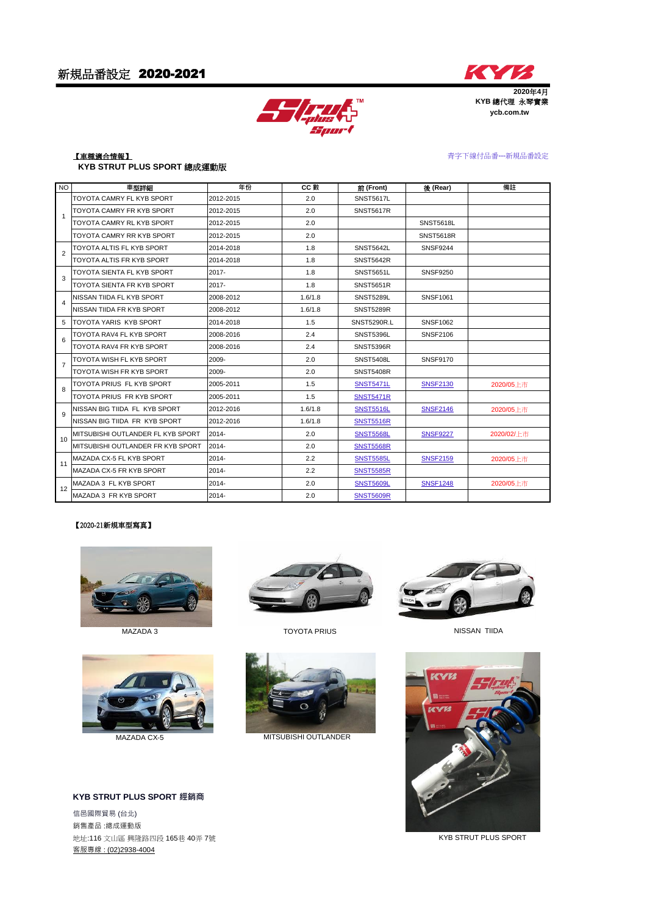# 新規品番設定 2020-2021

2020年4月
KYB 總代理 永琴實業
ycb.com.tw

【車種適合情報】
**KYB STRUT PLUS SPORT 總成運動版**

青字下線付品番---新規品番設定

| NO | 車型詳細 | 年份 | CC 數 | 前 (Front) | 後 (Rear) | 備註 |
|---|---|---|---|---|---|---|
| 1 | TOYOTA CAMRY FL KYB SPORT | 2012-2015 | 2.0 | SNST5617L | | |
| | TOYOTA CAMRY FR KYB SPORT | 2012-2015 | 2.0 | SNST5617R | | |
| | TOYOTA CAMRY RL KYB SPORT | 2012-2015 | 2.0 | | SNST5618L | |
| | TOYOTA CAMRY RR KYB SPORT | 2012-2015 | 2.0 | | SNST5618R | |
| 2 | TOYOTA ALTIS FL KYB SPORT | 2014-2018 | 1.8 | SNST5642L | SNSF9244 | |
| | TOYOTA ALTIS FR KYB SPORT | 2014-2018 | 1.8 | SNST5642R | | |
| 3 | TOYOTA SIENTA FL KYB SPORT | 2017- | 1.8 | SNST5651L | SNSF9250 | |
| | TOYOTA SIENTA FR KYB SPORT | 2017- | 1.8 | SNST5651R | | |
| 4 | NISSAN TIIDA FL KYB SPORT | 2008-2012 | 1.6/1.8 | SNST5289L | SNSF1061 | |
| | NISSAN TIIDA FR KYB SPORT | 2008-2012 | 1.6/1.8 | SNST5289R | | |
| 5 | TOYOTA YARIS KYB SPORT | 2014-2018 | 1.5 | SNST5290R.L | SNSF1062 | |
| 6 | TOYOTA RAV4 FL KYB SPORT | 2008-2016 | 2.4 | SNST5396L | SNSF2106 | |
| | TOYOTA RAV4 FR KYB SPORT | 2008-2016 | 2.4 | SNST5396R | | |
| 7 | TOYOTA WISH FL KYB SPORT | 2009- | 2.0 | SNST5408L | SNSF9170 | |
| | TOYOTA WISH FR KYB SPORT | 2009- | 2.0 | SNST5408R | | |
| 8 | TOYOTA PRIUS FL KYB SPORT | 2005-2011 | 1.5 | SNST5471L | SNSF2130 | 2020/05上市 |
| | TOYOTA PRIUS FR KYB SPORT | 2005-2011 | 1.5 | SNST5471R | | |
| 9 | NISSAN BIG TIIDA FL KYB SPORT | 2012-2016 | 1.6/1.8 | SNST5516L | SNSF2146 | 2020/05上市 |
| | NISSAN BIG TIIDA FR KYB SPORT | 2012-2016 | 1.6/1.8 | SNST5516R | | |
| 10 | MITSUBISHI OUTLANDER FL KYB SPORT | 2014- | 2.0 | SNST5568L | SNSF9227 | 2020/02/上市 |
| | MITSUBISHI OUTLANDER FR KYB SPORT | 2014- | 2.0 | SNST5568R | | |
| 11 | MAZADA CX-5 FL KYB SPORT | 2014- | 2.2 | SNST5585L | SNSF2159 | 2020/05上市 |
| | MAZADA CX-5 FR KYB SPORT | 2014- | 2.2 | SNST5585R | | |
| 12 | MAZADA 3 FL KYB SPORT | 2014- | 2.0 | SNST5609L | SNSF1248 | 2020/05上市 |
| | MAZADA 3 FR KYB SPORT | 2014- | 2.0 | SNST5609R | | |

【2020-21新規車型寫真】

MAZADA 3

TOYOTA PRIUS

NISSAN TIIDA

MAZADA CX-5

MITSUBISHI OUTLANDER

KYB STRUT PLUS SPORT

**KYB STRUT PLUS SPORT 經銷商**

信邑國際貿易 (台北)
銷售產品 :總成運動版
地址:116 文山區 興隆路四段 165巷 40弄 7號
客服專線 : (02)2938-4004